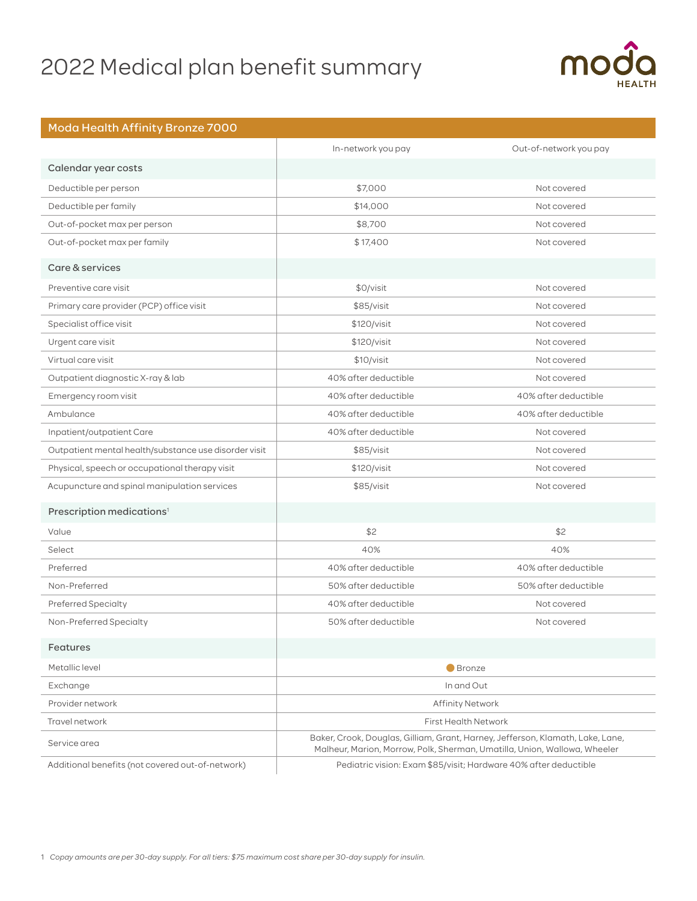# 2022 Medical plan benefit summary

| Moda Health Affinity Bronze 7000 | In-network you pay | Out-of-network you pay |
|---|---|---|
| **Calendar year costs** | | |
| Deductible per person | $7,000 | Not covered |
| Deductible per family | $14,000 | Not covered |
| Out-of-pocket max per person | $8,700 | Not covered |
| Out-of-pocket max per family | $17,400 | Not covered |
| **Care & services** | | |
| Preventive care visit | $0/visit | Not covered |
| Primary care provider (PCP) office visit | $85/visit | Not covered |
| Specialist office visit | $120/visit | Not covered |
| Urgent care visit | $120/visit | Not covered |
| Virtual care visit | $10/visit | Not covered |
| Outpatient diagnostic X-ray & lab | 40% after deductible | Not covered |
| Emergency room visit | 40% after deductible | 40% after deductible |
| Ambulance | 40% after deductible | 40% after deductible |
| Inpatient/outpatient Care | 40% after deductible | Not covered |
| Outpatient mental health/substance use disorder visit | $85/visit | Not covered |
| Physical, speech or occupational therapy visit | $120/visit | Not covered |
| Acupuncture and spinal manipulation services | $85/visit | Not covered |
| **Prescription medications**[1] | | |
| Value | $2 | $2 |
| Select | 40% | 40% |
| Preferred | 40% after deductible | 40% after deductible |
| Non-Preferred | 50% after deductible | 50% after deductible |
| Preferred Specialty | 40% after deductible | Not covered |
| Non-Preferred Specialty | 50% after deductible | Not covered |
| **Features** | | |
| Metallic level | Bronze | |
| Exchange | In and Out | |
| Provider network | Affinity Network | |
| Travel network | First Health Network | |
| Service area | Baker, Crook, Douglas, Gilliam, Grant, Harney, Jefferson, Klamath, Lake, Lane, Malheur, Marion, Morrow, Polk, Sherman, Umatilla, Union, Wallowa, Wheeler | |
| Additional benefits (not covered out-of-network) | Pediatric vision: Exam $85/visit; Hardware 40% after deductible | |

1 *Copay amounts are per 30-day supply. For all tiers: $75 maximum cost share per 30-day supply for insulin.*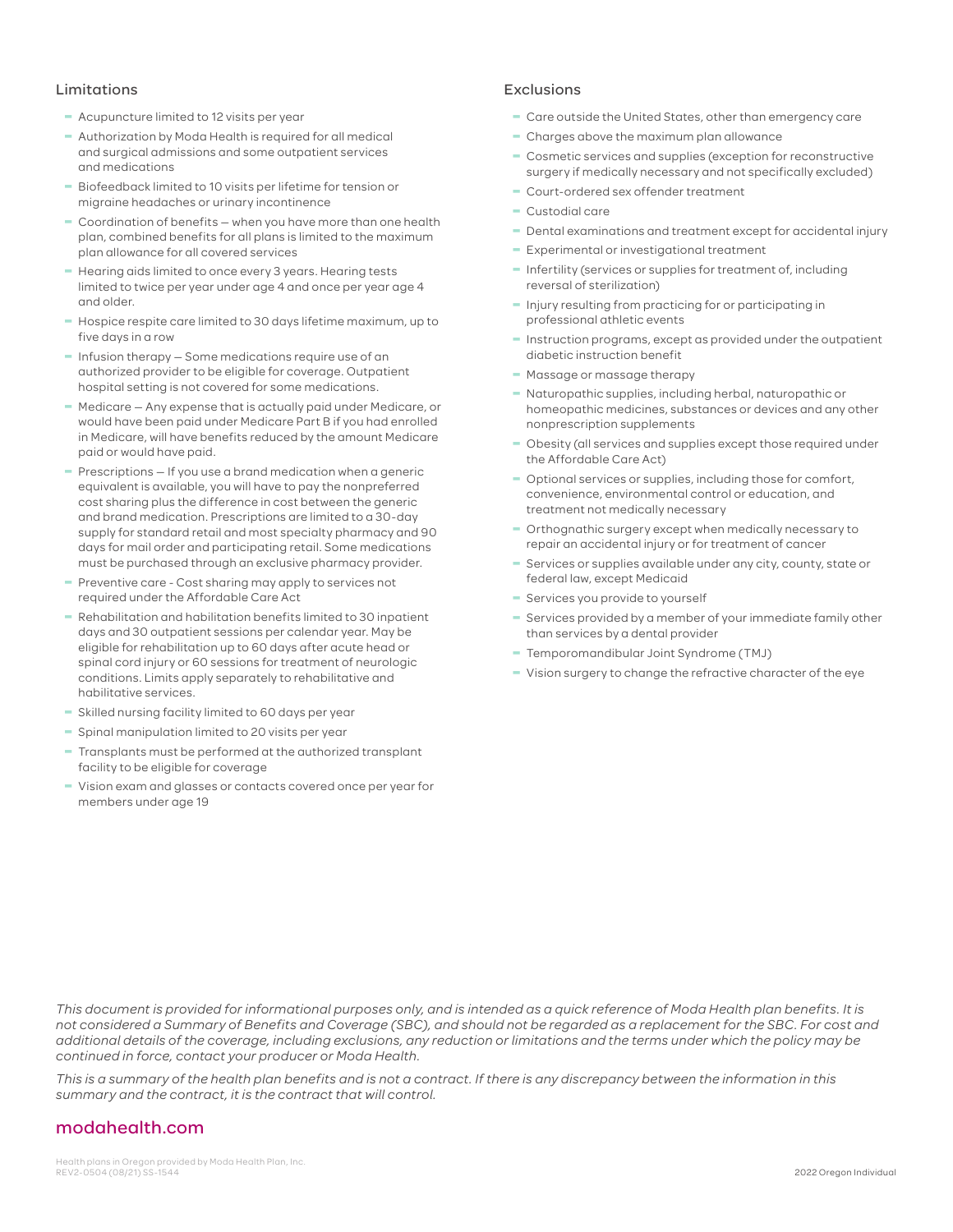## Limitations

- Acupuncture limited to 12 visits per year
- Authorization by Moda Health is required for all medical and surgical admissions and some outpatient services and medications
- Biofeedback limited to 10 visits per lifetime for tension or migraine headaches or urinary incontinence
- Coordination of benefits — when you have more than one health plan, combined benefits for all plans is limited to the maximum plan allowance for all covered services
- Hearing aids limited to once every 3 years. Hearing tests limited to twice per year under age 4 and once per year age 4 and older.
- Hospice respite care limited to 30 days lifetime maximum, up to five days in a row
- Infusion therapy — Some medications require use of an authorized provider to be eligible for coverage. Outpatient hospital setting is not covered for some medications.
- Medicare — Any expense that is actually paid under Medicare, or would have been paid under Medicare Part B if you had enrolled in Medicare, will have benefits reduced by the amount Medicare paid or would have paid.
- Prescriptions — If you use a brand medication when a generic equivalent is available, you will have to pay the nonpreferred cost sharing plus the difference in cost between the generic and brand medication. Prescriptions are limited to a 30-day supply for standard retail and most specialty pharmacy and 90 days for mail order and participating retail. Some medications must be purchased through an exclusive pharmacy provider.
- Preventive care - Cost sharing may apply to services not required under the Affordable Care Act
- Rehabilitation and habilitation benefits limited to 30 inpatient days and 30 outpatient sessions per calendar year. May be eligible for rehabilitation up to 60 days after acute head or spinal cord injury or 60 sessions for treatment of neurologic conditions. Limits apply separately to rehabilitative and habilitative services.
- Skilled nursing facility limited to 60 days per year
- Spinal manipulation limited to 20 visits per year
- Transplants must be performed at the authorized transplant facility to be eligible for coverage
- Vision exam and glasses or contacts covered once per year for members under age 19

## Exclusions

- Care outside the United States, other than emergency care
- Charges above the maximum plan allowance
- Cosmetic services and supplies (exception for reconstructive surgery if medically necessary and not specifically excluded)
- Court-ordered sex offender treatment
- Custodial care
- Dental examinations and treatment except for accidental injury
- Experimental or investigational treatment
- Infertility (services or supplies for treatment of, including reversal of sterilization)
- Injury resulting from practicing for or participating in professional athletic events
- Instruction programs, except as provided under the outpatient diabetic instruction benefit
- Massage or massage therapy
- Naturopathic supplies, including herbal, naturopathic or homeopathic medicines, substances or devices and any other nonprescription supplements
- Obesity (all services and supplies except those required under the Affordable Care Act)
- Optional services or supplies, including those for comfort, convenience, environmental control or education, and treatment not medically necessary
- Orthognathic surgery except when medically necessary to repair an accidental injury or for treatment of cancer
- Services or supplies available under any city, county, state or federal law, except Medicaid
- Services you provide to yourself
- Services provided by a member of your immediate family other than services by a dental provider
- Temporomandibular Joint Syndrome (TMJ)
- Vision surgery to change the refractive character of the eye

*This document is provided for informational purposes only, and is intended as a quick reference of Moda Health plan benefits. It is not considered a Summary of Benefits and Coverage (SBC), and should not be regarded as a replacement for the SBC. For cost and additional details of the coverage, including exclusions, any reduction or limitations and the terms under which the policy may be continued in force, contact your producer or Moda Health.*

*This is a summary of the health plan benefits and is not a contract. If there is any discrepancy between the information in this summary and the contract, it is the contract that will control.*

modahealth.com

Health plans in Oregon provided by Moda Health Plan, Inc.
REV2-0504 (08/21) SS-1544

2022 Oregon Individual